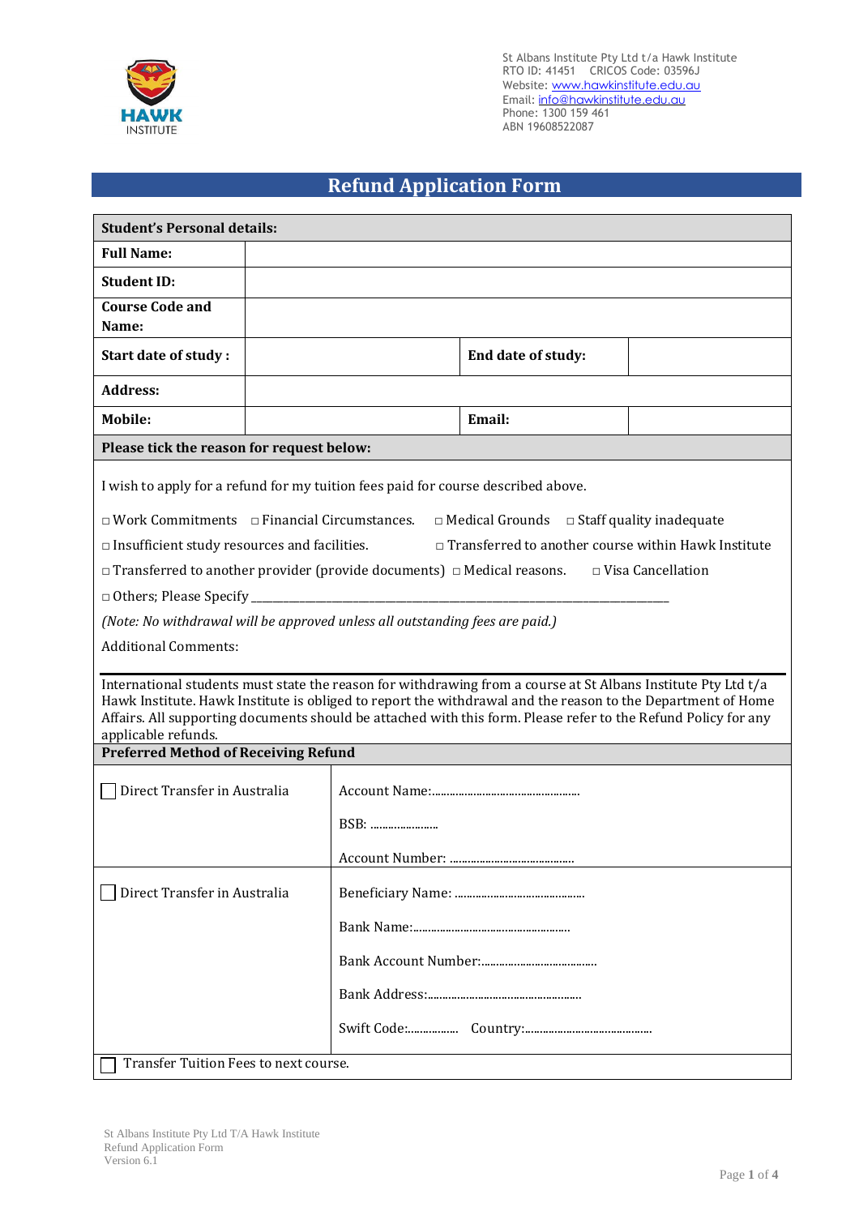St Albans Institute Pty Ltd t/a Hawk Institute
RTO ID: 41451 CRICOS Code: 03596J
Website: www.hawkinstitute.edu.au
Email: info@hawkinstitute.edu.au
Phone: 1300 159 461
ABN 19608522087

# Refund Application Form

| **Student's Personal details:** | | | |
|---|---|---|---|
| **Full Name:** | | | |
| **Student ID:** | | | |
| **Course Code and Name:** | | | |
| **Start date of study :** | | **End date of study:** | |
| **Address:** | | | |
| **Mobile:** | | **Email:** | |

**Please tick the reason for request below:**

I wish to apply for a refund for my tuition fees paid for course described above.

□ Work Commitments □ Financial Circumstances. □ Medical Grounds □ Staff quality inadequate

□ Insufficient study resources and facilities. □ Transferred to another course within Hawk Institute

□ Transferred to another provider (provide documents) □ Medical reasons. □ Visa Cancellation

□ Others; Please Specify ____________________________________________

*(Note: No withdrawal will be approved unless all outstanding fees are paid.)*

Additional Comments:

International students must state the reason for withdrawing from a course at St Albans Institute Pty Ltd t/a Hawk Institute. Hawk Institute is obliged to report the withdrawal and the reason to the Department of Home Affairs. All supporting documents should be attached with this form. Please refer to the Refund Policy for any applicable refunds.

**Preferred Method of Receiving Refund**

| | |
|---|---|
| ☐ Direct Transfer in Australia | Account Name:………………………………………… <br> BSB: ………………… <br> Account Number: ………………………………… |
| ☐ Direct Transfer in Australia | Beneficiary Name: ………………………………… <br> Bank Name:…………………………………………… <br> Bank Account Number:………………………………… <br> Bank Address:……………………………………………… <br> Swift Code:……………… Country:…………………………………… |

☐ Transfer Tuition Fees to next course.

St Albans Institute Pty Ltd T/A Hawk Institute
Refund Application Form
Version 6.1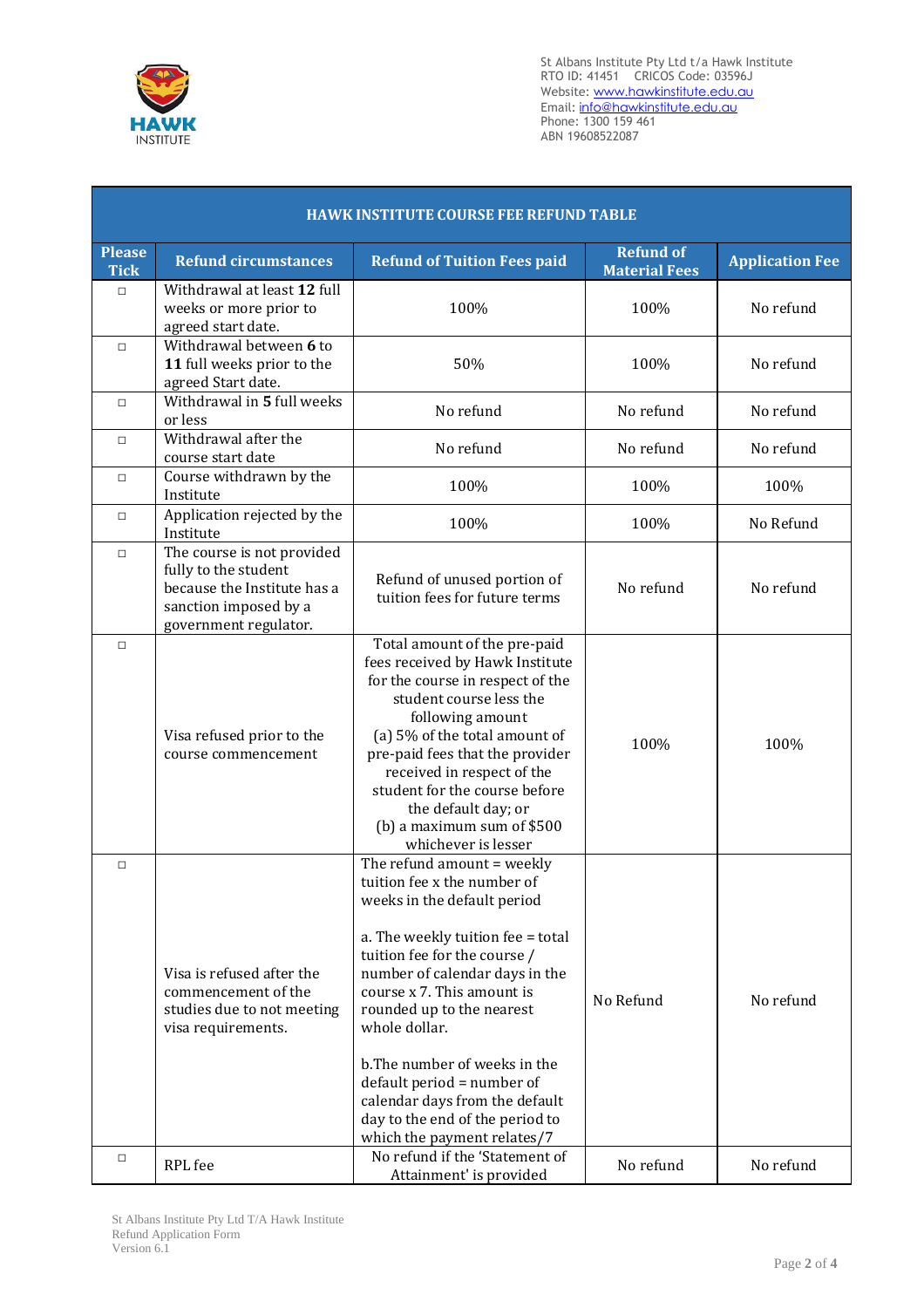St Albans Institute Pty Ltd t/a Hawk Institute
RTO ID: 41451 CRICOS Code: 03596J
Website: www.hawkinstitute.edu.au
Email: info@hawkinstitute.edu.au
Phone: 1300 159 461
ABN 19608522087

| HAWK INSTITUTE COURSE FEE REFUND TABLE | | | | |
|---|---|---|---|---|
| **Please Tick** | **Refund circumstances** | **Refund of Tuition Fees paid** | **Refund of Material Fees** | **Application Fee** |
| □ | Withdrawal at least **12** full weeks or more prior to agreed start date. | 100% | 100% | No refund |
| □ | Withdrawal between **6** to **11** full weeks prior to the agreed Start date. | 50% | 100% | No refund |
| □ | Withdrawal in **5** full weeks or less | No refund | No refund | No refund |
| □ | Withdrawal after the course start date | No refund | No refund | No refund |
| □ | Course withdrawn by the Institute | 100% | 100% | 100% |
| □ | Application rejected by the Institute | 100% | 100% | No Refund |
| □ | The course is not provided fully to the student because the Institute has a sanction imposed by a government regulator. | Refund of unused portion of tuition fees for future terms | No refund | No refund |
| □ | Visa refused prior to the course commencement | Total amount of the pre-paid fees received by Hawk Institute for the course in respect of the student course less the following amount (a) 5% of the total amount of pre-paid fees that the provider received in respect of the student for the course before the default day; or (b) a maximum sum of $500 whichever is lesser | 100% | 100% |
| □ | Visa is refused after the commencement of the studies due to not meeting visa requirements. | The refund amount = weekly tuition fee x the number of weeks in the default period<br><br>a. The weekly tuition fee = total tuition fee for the course / number of calendar days in the course x 7. This amount is rounded up to the nearest whole dollar.<br><br>b.The number of weeks in the default period = number of calendar days from the default day to the end of the period to which the payment relates/7 | No Refund | No refund |
| □ | RPL fee | No refund if the 'Statement of Attainment' is provided | No refund | No refund |

St Albans Institute Pty Ltd T/A Hawk Institute
Refund Application Form
Version 6.1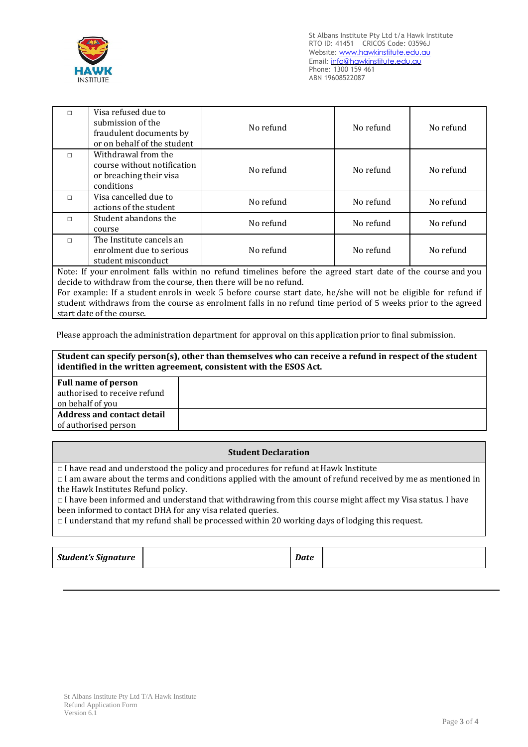| ☐ | Visa refused due to submission of the fraudulent documents by or on behalf of the student | No refund | No refund | No refund |
|---|---|---|---|---|
| ☐ | Withdrawal from the course without notification or breaching their visa conditions | No refund | No refund | No refund |
| ☐ | Visa cancelled due to actions of the student | No refund | No refund | No refund |
| ☐ | Student abandons the course | No refund | No refund | No refund |
| ☐ | The Institute cancels an enrolment due to serious student misconduct | No refund | No refund | No refund |

Note: If your enrolment falls within no refund timelines before the agreed start date of the course and you decide to withdraw from the course, then there will be no refund.
For example: If a student enrols in week 5 before course start date, he/she will not be eligible for refund if student withdraws from the course as enrolment falls in no refund time period of 5 weeks prior to the agreed start date of the course.

Please approach the administration department for approval on this application prior to final submission.

| **Student can specify person(s), other than themselves who can receive a refund in respect of the student identified in the written agreement, consistent with the ESOS Act.** | |
|---|---|
| **Full name of person** authorised to receive refund on behalf of you | |
| **Address and contact detail** of authorised person | |

**Student Declaration**

☐ I have read and understood the policy and procedures for refund at Hawk Institute
☐ I am aware about the terms and conditions applied with the amount of refund received by me as mentioned in the Hawk Institutes Refund policy.
☐ I have been informed and understand that withdrawing from this course might affect my Visa status. I have been informed to contact DHA for any visa related queries.
☐ I understand that my refund shall be processed within 20 working days of lodging this request.

| ***Student's Signature*** | | ***Date*** | |
|---|---|---|---|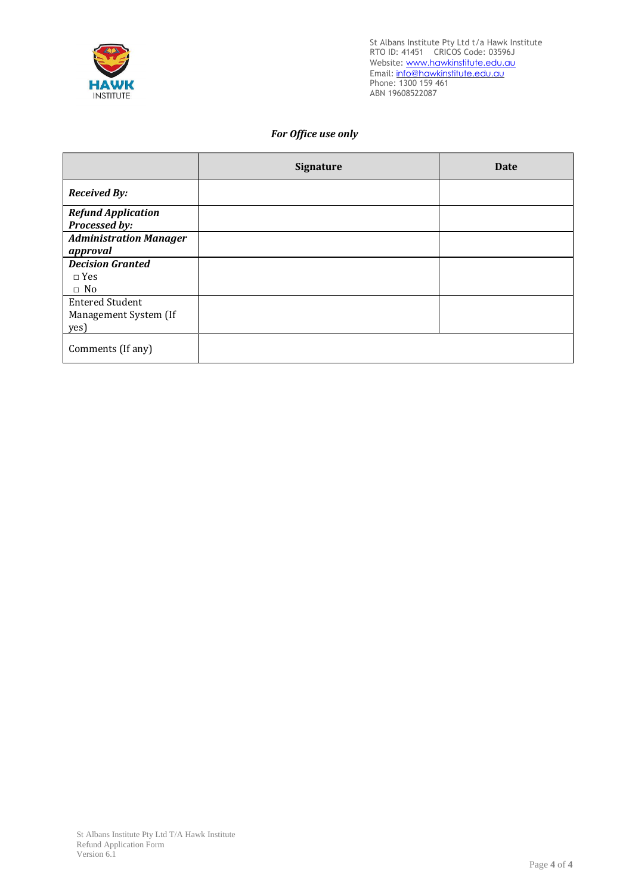*For Office use only*

| | Signature | Date |
|---|---|---|
| ***Received By:*** | | |
| ***Refund Application Processed by:*** | | |
| ***Administration Manager approval*** | | |
| ***Decision Granted*** □ Yes □ No | | |
| Entered Student Management System (If yes) | | |
| Comments (If any) | | |